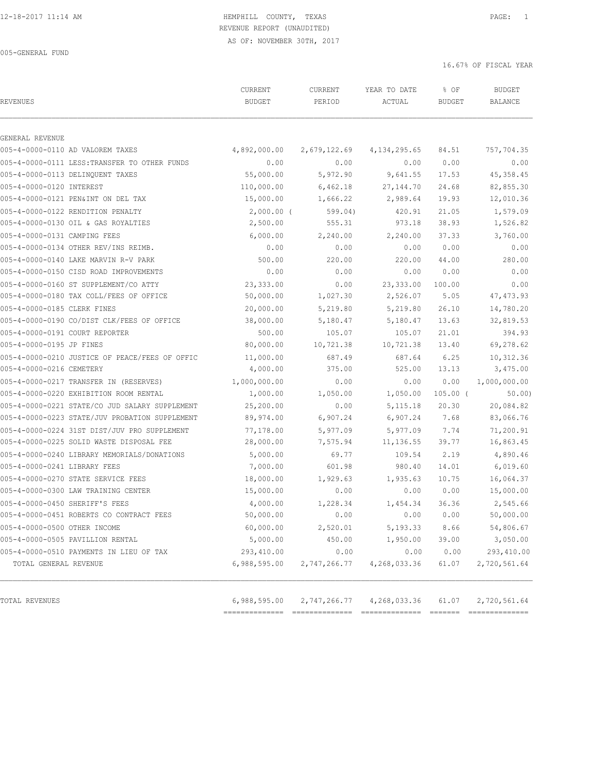12-18-2017 11:14 AM

# HEMPHILL COUNTY, TEXAS
## REVENUE REPORT (UNAUDITED)
### AS OF: NOVEMBER 30TH, 2017

005-GENERAL FUND

16.67% OF FISCAL YEAR

| REVENUES | CURRENT BUDGET | CURRENT PERIOD | YEAR TO DATE ACTUAL | % OF BUDGET | BUDGET BALANCE |
|---|---|---|---|---|---|
| GENERAL REVENUE | | | | | |
| 005-4-0000-0110 AD VALOREM TAXES | 4,892,000.00 | 2,679,122.69 | 4,134,295.65 | 84.51 | 757,704.35 |
| 005-4-0000-0111 LESS:TRANSFER TO OTHER FUNDS | 0.00 | 0.00 | 0.00 | 0.00 | 0.00 |
| 005-4-0000-0113 DELINQUENT TAXES | 55,000.00 | 5,972.90 | 9,641.55 | 17.53 | 45,358.45 |
| 005-4-0000-0120 INTEREST | 110,000.00 | 6,462.18 | 27,144.70 | 24.68 | 82,855.30 |
| 005-4-0000-0121 PEN&INT ON DEL TAX | 15,000.00 | 1,666.22 | 2,989.64 | 19.93 | 12,010.36 |
| 005-4-0000-0122 RENDITION PENALTY | 2,000.00 | ( 599.04) | 420.91 | 21.05 | 1,579.09 |
| 005-4-0000-0130 OIL & GAS ROYALTIES | 2,500.00 | 555.31 | 973.18 | 38.93 | 1,526.82 |
| 005-4-0000-0131 CAMPING FEES | 6,000.00 | 2,240.00 | 2,240.00 | 37.33 | 3,760.00 |
| 005-4-0000-0134 OTHER REV/INS REIMB. | 0.00 | 0.00 | 0.00 | 0.00 | 0.00 |
| 005-4-0000-0140 LAKE MARVIN R-V PARK | 500.00 | 220.00 | 220.00 | 44.00 | 280.00 |
| 005-4-0000-0150 CISD ROAD IMPROVEMENTS | 0.00 | 0.00 | 0.00 | 0.00 | 0.00 |
| 005-4-0000-0160 ST SUPPLEMENT/CO ATTY | 23,333.00 | 0.00 | 23,333.00 | 100.00 | 0.00 |
| 005-4-0000-0180 TAX COLL/FEES OF OFFICE | 50,000.00 | 1,027.30 | 2,526.07 | 5.05 | 47,473.93 |
| 005-4-0000-0185 CLERK FINES | 20,000.00 | 5,219.80 | 5,219.80 | 26.10 | 14,780.20 |
| 005-4-0000-0190 CO/DIST CLK/FEES OF OFFICE | 38,000.00 | 5,180.47 | 5,180.47 | 13.63 | 32,819.53 |
| 005-4-0000-0191 COURT REPORTER | 500.00 | 105.07 | 105.07 | 21.01 | 394.93 |
| 005-4-0000-0195 JP FINES | 80,000.00 | 10,721.38 | 10,721.38 | 13.40 | 69,278.62 |
| 005-4-0000-0210 JUSTICE OF PEACE/FEES OF OFFIC | 11,000.00 | 687.49 | 687.64 | 6.25 | 10,312.36 |
| 005-4-0000-0216 CEMETERY | 4,000.00 | 375.00 | 525.00 | 13.13 | 3,475.00 |
| 005-4-0000-0217 TRANSFER IN (RESERVES) | 1,000,000.00 | 0.00 | 0.00 | 0.00 | 1,000,000.00 |
| 005-4-0000-0220 EXHIBITION ROOM RENTAL | 1,000.00 | 1,050.00 | 1,050.00 | 105.00 | ( 50.00) |
| 005-4-0000-0221 STATE/CO JUD SALARY SUPPLEMENT | 25,200.00 | 0.00 | 5,115.18 | 20.30 | 20,084.82 |
| 005-4-0000-0223 STATE/JUV PROBATION SUPPLEMENT | 89,974.00 | 6,907.24 | 6,907.24 | 7.68 | 83,066.76 |
| 005-4-0000-0224 31ST DIST/JUV PRO SUPPLEMENT | 77,178.00 | 5,977.09 | 5,977.09 | 7.74 | 71,200.91 |
| 005-4-0000-0225 SOLID WASTE DISPOSAL FEE | 28,000.00 | 7,575.94 | 11,136.55 | 39.77 | 16,863.45 |
| 005-4-0000-0240 LIBRARY MEMORIALS/DONATIONS | 5,000.00 | 69.77 | 109.54 | 2.19 | 4,890.46 |
| 005-4-0000-0241 LIBRARY FEES | 7,000.00 | 601.98 | 980.40 | 14.01 | 6,019.60 |
| 005-4-0000-0270 STATE SERVICE FEES | 18,000.00 | 1,929.63 | 1,935.63 | 10.75 | 16,064.37 |
| 005-4-0000-0300 LAW TRAINING CENTER | 15,000.00 | 0.00 | 0.00 | 0.00 | 15,000.00 |
| 005-4-0000-0450 SHERIFF'S FEES | 4,000.00 | 1,228.34 | 1,454.34 | 36.36 | 2,545.66 |
| 005-4-0000-0451 ROBERTS CO CONTRACT FEES | 50,000.00 | 0.00 | 0.00 | 0.00 | 50,000.00 |
| 005-4-0000-0500 OTHER INCOME | 60,000.00 | 2,520.01 | 5,193.33 | 8.66 | 54,806.67 |
| 005-4-0000-0505 PAVILLION RENTAL | 5,000.00 | 450.00 | 1,950.00 | 39.00 | 3,050.00 |
| 005-4-0000-0510 PAYMENTS IN LIEU OF TAX | 293,410.00 | 0.00 | 0.00 | 0.00 | 293,410.00 |
| TOTAL GENERAL REVENUE | 6,988,595.00 | 2,747,266.77 | 4,268,033.36 | 61.07 | 2,720,561.64 |
| TOTAL REVENUES | 6,988,595.00 | 2,747,266.77 | 4,268,033.36 | 61.07 | 2,720,561.64 |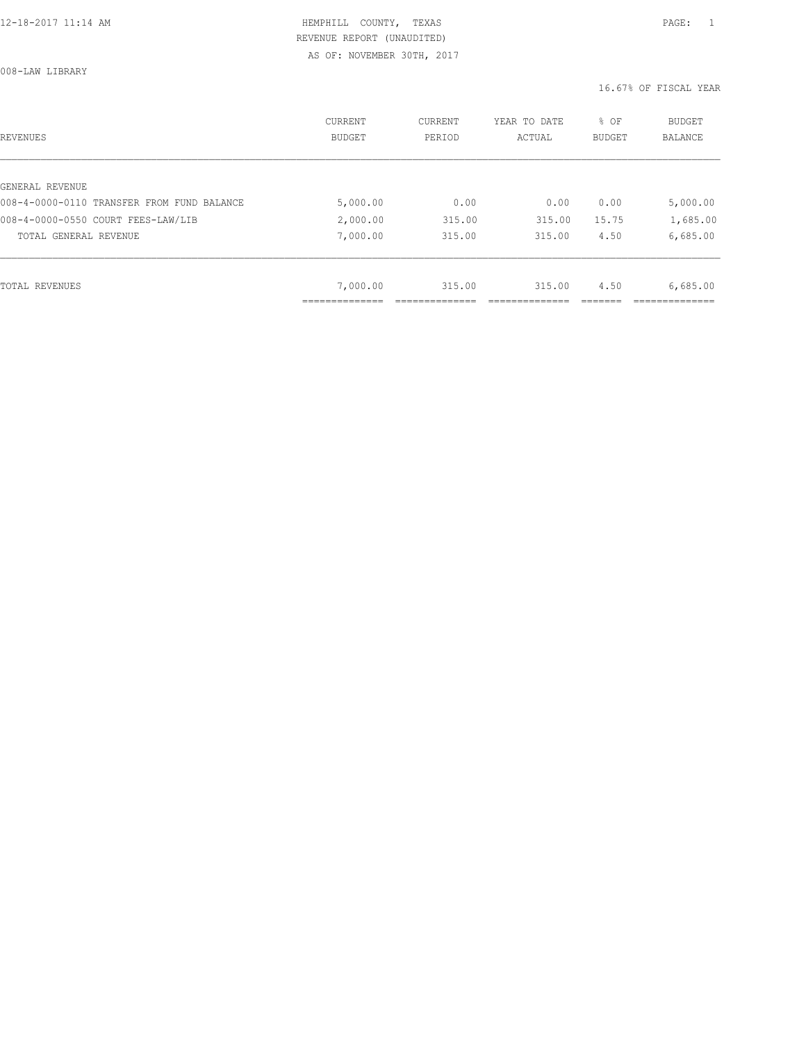HEMPHILL COUNTY, TEXAS

REVENUE REPORT (UNAUDITED)

AS OF: NOVEMBER 30TH, 2017

008-LAW LIBRARY

16.67% OF FISCAL YEAR

| REVENUES | CURRENT BUDGET | CURRENT PERIOD | YEAR TO DATE ACTUAL | % OF BUDGET | BUDGET BALANCE |
|---|---|---|---|---|---|
| GENERAL REVENUE | | | | | |
| 008-4-0000-0110 TRANSFER FROM FUND BALANCE | 5,000.00 | 0.00 | 0.00 | 0.00 | 5,000.00 |
| 008-4-0000-0550 COURT FEES-LAW/LIB | 2,000.00 | 315.00 | 315.00 | 15.75 | 1,685.00 |
| TOTAL GENERAL REVENUE | 7,000.00 | 315.00 | 315.00 | 4.50 | 6,685.00 |
| TOTAL REVENUES | 7,000.00 | 315.00 | 315.00 | 4.50 | 6,685.00 |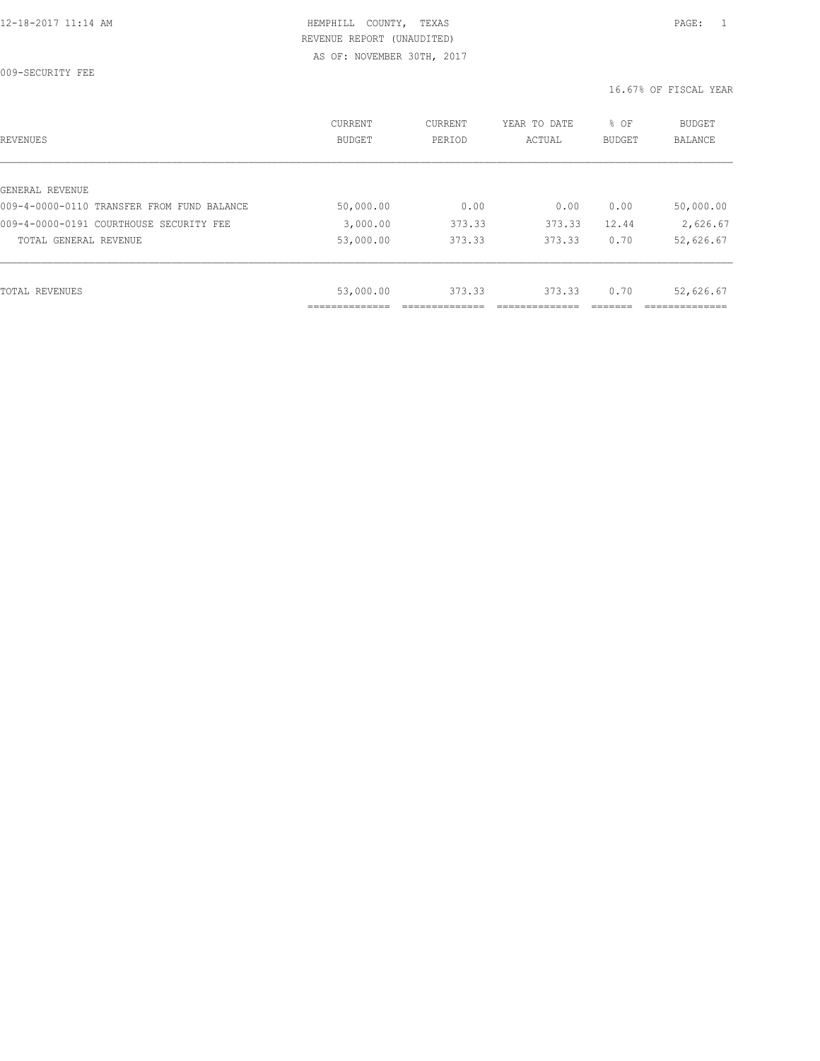HEMPHILL COUNTY, TEXAS
REVENUE REPORT (UNAUDITED)
AS OF: NOVEMBER 30TH, 2017

009-SECURITY FEE

16.67% OF FISCAL YEAR

| REVENUES | CURRENT BUDGET | CURRENT PERIOD | YEAR TO DATE ACTUAL | % OF BUDGET | BUDGET BALANCE |
|---|---|---|---|---|---|
| GENERAL REVENUE | | | | | |
| 009-4-0000-0110 TRANSFER FROM FUND BALANCE | 50,000.00 | 0.00 | 0.00 | 0.00 | 50,000.00 |
| 009-4-0000-0191 COURTHOUSE SECURITY FEE | 3,000.00 | 373.33 | 373.33 | 12.44 | 2,626.67 |
| TOTAL GENERAL REVENUE | 53,000.00 | 373.33 | 373.33 | 0.70 | 52,626.67 |
| TOTAL REVENUES | 53,000.00 | 373.33 | 373.33 | 0.70 | 52,626.67 |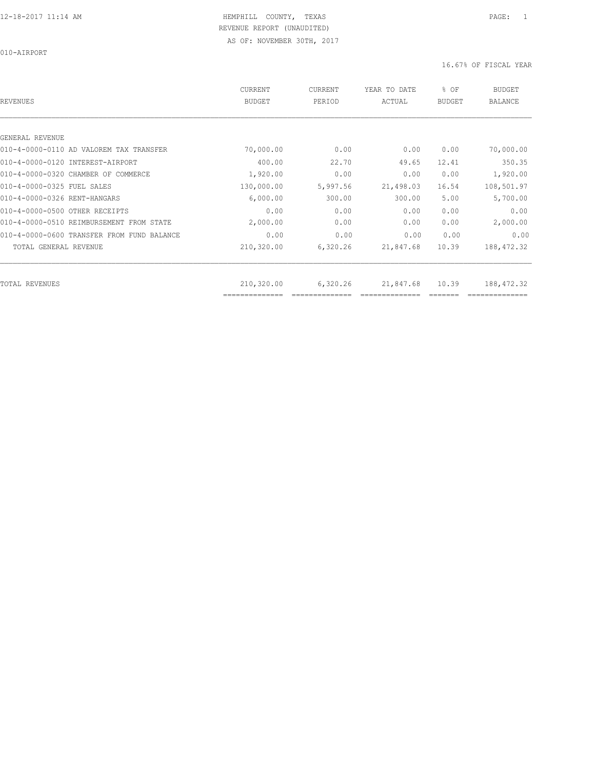HEMPHILL COUNTY, TEXAS
REVENUE REPORT (UNAUDITED)
AS OF: NOVEMBER 30TH, 2017

010-AIRPORT

16.67% OF FISCAL YEAR

| REVENUES | CURRENT BUDGET | CURRENT PERIOD | YEAR TO DATE ACTUAL | % OF BUDGET | BUDGET BALANCE |
|---|---|---|---|---|---|
| GENERAL REVENUE | | | | | |
| 010-4-0000-0110 AD VALOREM TAX TRANSFER | 70,000.00 | 0.00 | 0.00 | 0.00 | 70,000.00 |
| 010-4-0000-0120 INTEREST-AIRPORT | 400.00 | 22.70 | 49.65 | 12.41 | 350.35 |
| 010-4-0000-0320 CHAMBER OF COMMERCE | 1,920.00 | 0.00 | 0.00 | 0.00 | 1,920.00 |
| 010-4-0000-0325 FUEL SALES | 130,000.00 | 5,997.56 | 21,498.03 | 16.54 | 108,501.97 |
| 010-4-0000-0326 RENT-HANGARS | 6,000.00 | 300.00 | 300.00 | 5.00 | 5,700.00 |
| 010-4-0000-0500 OTHER RECEIPTS | 0.00 | 0.00 | 0.00 | 0.00 | 0.00 |
| 010-4-0000-0510 REIMBURSEMENT FROM STATE | 2,000.00 | 0.00 | 0.00 | 0.00 | 2,000.00 |
| 010-4-0000-0600 TRANSFER FROM FUND BALANCE | 0.00 | 0.00 | 0.00 | 0.00 | 0.00 |
| TOTAL GENERAL REVENUE | 210,320.00 | 6,320.26 | 21,847.68 | 10.39 | 188,472.32 |
| TOTAL REVENUES | 210,320.00 | 6,320.26 | 21,847.68 | 10.39 | 188,472.32 |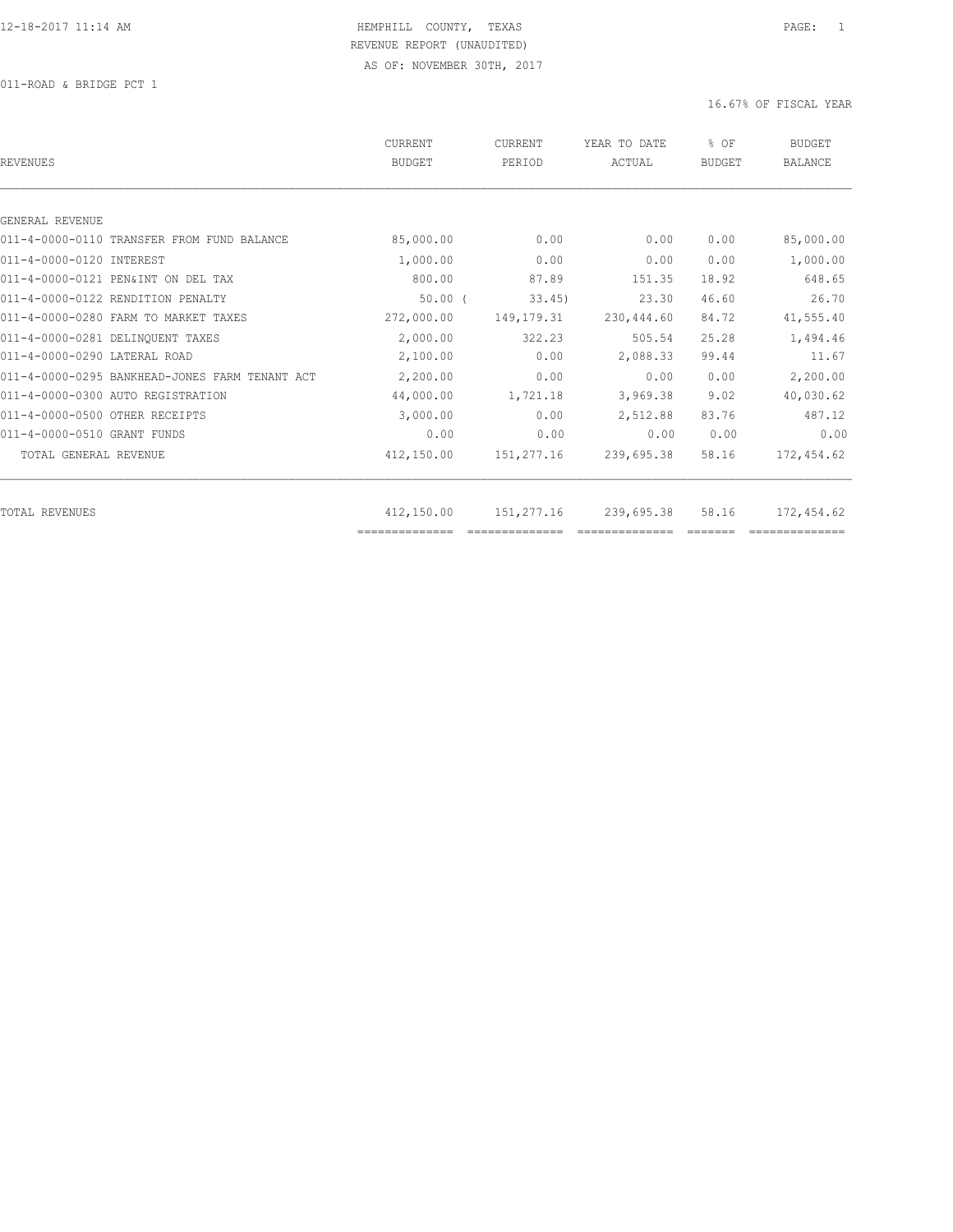HEMPHILL COUNTY, TEXAS
REVENUE REPORT (UNAUDITED)
AS OF: NOVEMBER 30TH, 2017

011-ROAD & BRIDGE PCT 1

16.67% OF FISCAL YEAR

| REVENUES | CURRENT BUDGET | CURRENT PERIOD | YEAR TO DATE ACTUAL | % OF BUDGET | BUDGET BALANCE |
|---|---|---|---|---|---|
| GENERAL REVENUE | | | | | |
| 011-4-0000-0110 TRANSFER FROM FUND BALANCE | 85,000.00 | 0.00 | 0.00 | 0.00 | 85,000.00 |
| 011-4-0000-0120 INTEREST | 1,000.00 | 0.00 | 0.00 | 0.00 | 1,000.00 |
| 011-4-0000-0121 PEN&INT ON DEL TAX | 800.00 | 87.89 | 151.35 | 18.92 | 648.65 |
| 011-4-0000-0122 RENDITION PENALTY | 50.00 | ( 33.45) | 23.30 | 46.60 | 26.70 |
| 011-4-0000-0280 FARM TO MARKET TAXES | 272,000.00 | 149,179.31 | 230,444.60 | 84.72 | 41,555.40 |
| 011-4-0000-0281 DELINQUENT TAXES | 2,000.00 | 322.23 | 505.54 | 25.28 | 1,494.46 |
| 011-4-0000-0290 LATERAL ROAD | 2,100.00 | 0.00 | 2,088.33 | 99.44 | 11.67 |
| 011-4-0000-0295 BANKHEAD-JONES FARM TENANT ACT | 2,200.00 | 0.00 | 0.00 | 0.00 | 2,200.00 |
| 011-4-0000-0300 AUTO REGISTRATION | 44,000.00 | 1,721.18 | 3,969.38 | 9.02 | 40,030.62 |
| 011-4-0000-0500 OTHER RECEIPTS | 3,000.00 | 0.00 | 2,512.88 | 83.76 | 487.12 |
| 011-4-0000-0510 GRANT FUNDS | 0.00 | 0.00 | 0.00 | 0.00 | 0.00 |
| TOTAL GENERAL REVENUE | 412,150.00 | 151,277.16 | 239,695.38 | 58.16 | 172,454.62 |
| TOTAL REVENUES | 412,150.00 | 151,277.16 | 239,695.38 | 58.16 | 172,454.62 |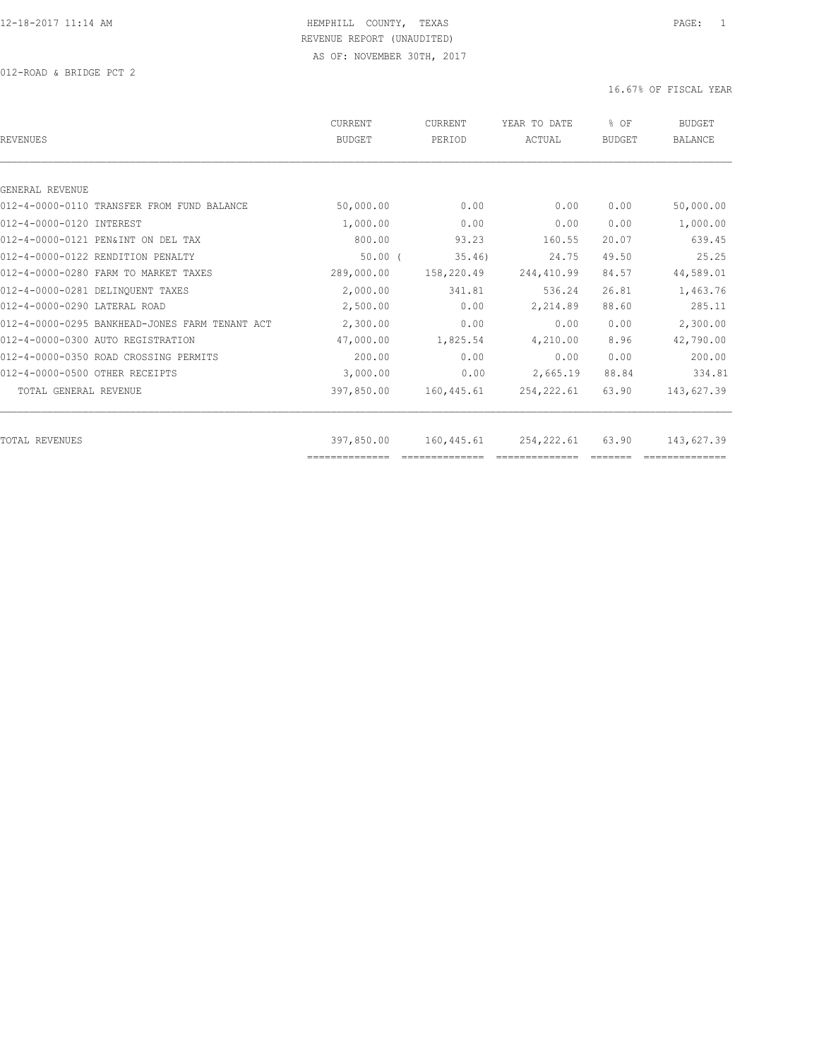HEMPHILL COUNTY, TEXAS
REVENUE REPORT (UNAUDITED)
AS OF: NOVEMBER 30TH, 2017

012-ROAD & BRIDGE PCT 2

16.67% OF FISCAL YEAR

| REVENUES | CURRENT BUDGET | CURRENT PERIOD | YEAR TO DATE ACTUAL | % OF BUDGET | BUDGET BALANCE |
|---|---|---|---|---|---|
| GENERAL REVENUE | | | | | |
| 012-4-0000-0110 TRANSFER FROM FUND BALANCE | 50,000.00 | 0.00 | 0.00 | 0.00 | 50,000.00 |
| 012-4-0000-0120 INTEREST | 1,000.00 | 0.00 | 0.00 | 0.00 | 1,000.00 |
| 012-4-0000-0121 PEN&INT ON DEL TAX | 800.00 | 93.23 | 160.55 | 20.07 | 639.45 |
| 012-4-0000-0122 RENDITION PENALTY | 50.00 | ( 35.46) | 24.75 | 49.50 | 25.25 |
| 012-4-0000-0280 FARM TO MARKET TAXES | 289,000.00 | 158,220.49 | 244,410.99 | 84.57 | 44,589.01 |
| 012-4-0000-0281 DELINQUENT TAXES | 2,000.00 | 341.81 | 536.24 | 26.81 | 1,463.76 |
| 012-4-0000-0290 LATERAL ROAD | 2,500.00 | 0.00 | 2,214.89 | 88.60 | 285.11 |
| 012-4-0000-0295 BANKHEAD-JONES FARM TENANT ACT | 2,300.00 | 0.00 | 0.00 | 0.00 | 2,300.00 |
| 012-4-0000-0300 AUTO REGISTRATION | 47,000.00 | 1,825.54 | 4,210.00 | 8.96 | 42,790.00 |
| 012-4-0000-0350 ROAD CROSSING PERMITS | 200.00 | 0.00 | 0.00 | 0.00 | 200.00 |
| 012-4-0000-0500 OTHER RECEIPTS | 3,000.00 | 0.00 | 2,665.19 | 88.84 | 334.81 |
| TOTAL GENERAL REVENUE | 397,850.00 | 160,445.61 | 254,222.61 | 63.90 | 143,627.39 |
| TOTAL REVENUES | 397,850.00 | 160,445.61 | 254,222.61 | 63.90 | 143,627.39 |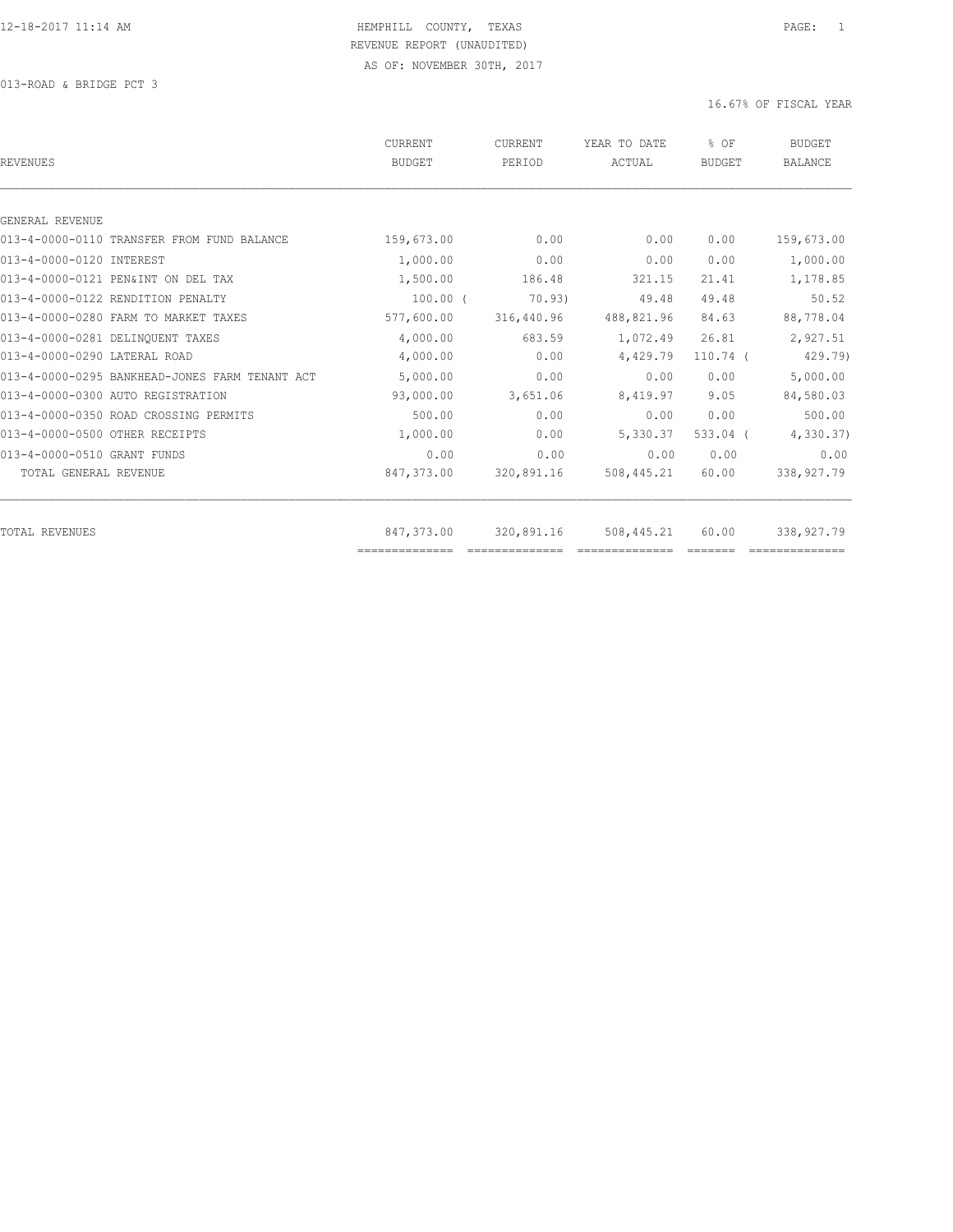HEMPHILL COUNTY, TEXAS
REVENUE REPORT (UNAUDITED)
AS OF: NOVEMBER 30TH, 2017

013-ROAD & BRIDGE PCT 3

16.67% OF FISCAL YEAR

| REVENUES | CURRENT BUDGET | CURRENT PERIOD | YEAR TO DATE ACTUAL | % OF BUDGET | BUDGET BALANCE |
|---|---|---|---|---|---|
| GENERAL REVENUE | | | | | |
| 013-4-0000-0110 TRANSFER FROM FUND BALANCE | 159,673.00 | 0.00 | 0.00 | 0.00 | 159,673.00 |
| 013-4-0000-0120 INTEREST | 1,000.00 | 0.00 | 0.00 | 0.00 | 1,000.00 |
| 013-4-0000-0121 PEN&INT ON DEL TAX | 1,500.00 | 186.48 | 321.15 | 21.41 | 1,178.85 |
| 013-4-0000-0122 RENDITION PENALTY | 100.00 | ( 70.93) | 49.48 | 49.48 | 50.52 |
| 013-4-0000-0280 FARM TO MARKET TAXES | 577,600.00 | 316,440.96 | 488,821.96 | 84.63 | 88,778.04 |
| 013-4-0000-0281 DELINQUENT TAXES | 4,000.00 | 683.59 | 1,072.49 | 26.81 | 2,927.51 |
| 013-4-0000-0290 LATERAL ROAD | 4,000.00 | 0.00 | 4,429.79 | 110.74 | ( 429.79) |
| 013-4-0000-0295 BANKHEAD-JONES FARM TENANT ACT | 5,000.00 | 0.00 | 0.00 | 0.00 | 5,000.00 |
| 013-4-0000-0300 AUTO REGISTRATION | 93,000.00 | 3,651.06 | 8,419.97 | 9.05 | 84,580.03 |
| 013-4-0000-0350 ROAD CROSSING PERMITS | 500.00 | 0.00 | 0.00 | 0.00 | 500.00 |
| 013-4-0000-0500 OTHER RECEIPTS | 1,000.00 | 0.00 | 5,330.37 | 533.04 | ( 4,330.37) |
| 013-4-0000-0510 GRANT FUNDS | 0.00 | 0.00 | 0.00 | 0.00 | 0.00 |
| TOTAL GENERAL REVENUE | 847,373.00 | 320,891.16 | 508,445.21 | 60.00 | 338,927.79 |
| TOTAL REVENUES | 847,373.00 | 320,891.16 | 508,445.21 | 60.00 | 338,927.79 |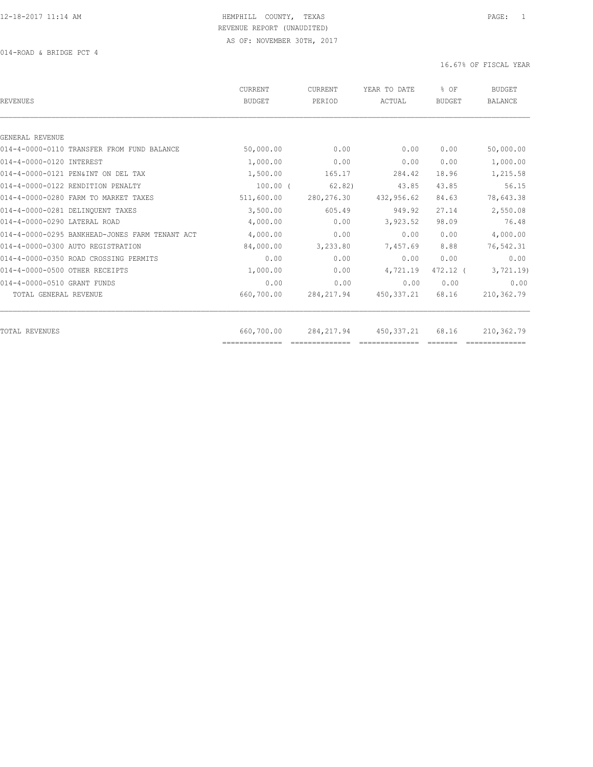HEMPHILL COUNTY, TEXAS
REVENUE REPORT (UNAUDITED)
AS OF: NOVEMBER 30TH, 2017

014-ROAD & BRIDGE PCT 4

16.67% OF FISCAL YEAR

| REVENUES | CURRENT BUDGET | CURRENT PERIOD | YEAR TO DATE ACTUAL | % OF BUDGET | BUDGET BALANCE |
|---|---|---|---|---|---|
| GENERAL REVENUE | | | | | |
| 014-4-0000-0110 TRANSFER FROM FUND BALANCE | 50,000.00 | 0.00 | 0.00 | 0.00 | 50,000.00 |
| 014-4-0000-0120 INTEREST | 1,000.00 | 0.00 | 0.00 | 0.00 | 1,000.00 |
| 014-4-0000-0121 PEN&INT ON DEL TAX | 1,500.00 | 165.17 | 284.42 | 18.96 | 1,215.58 |
| 014-4-0000-0122 RENDITION PENALTY | 100.00 | ( 62.82) | 43.85 | 43.85 | 56.15 |
| 014-4-0000-0280 FARM TO MARKET TAXES | 511,600.00 | 280,276.30 | 432,956.62 | 84.63 | 78,643.38 |
| 014-4-0000-0281 DELINQUENT TAXES | 3,500.00 | 605.49 | 949.92 | 27.14 | 2,550.08 |
| 014-4-0000-0290 LATERAL ROAD | 4,000.00 | 0.00 | 3,923.52 | 98.09 | 76.48 |
| 014-4-0000-0295 BANKHEAD-JONES FARM TENANT ACT | 4,000.00 | 0.00 | 0.00 | 0.00 | 4,000.00 |
| 014-4-0000-0300 AUTO REGISTRATION | 84,000.00 | 3,233.80 | 7,457.69 | 8.88 | 76,542.31 |
| 014-4-0000-0350 ROAD CROSSING PERMITS | 0.00 | 0.00 | 0.00 | 0.00 | 0.00 |
| 014-4-0000-0500 OTHER RECEIPTS | 1,000.00 | 0.00 | 4,721.19 | 472.12 | ( 3,721.19) |
| 014-4-0000-0510 GRANT FUNDS | 0.00 | 0.00 | 0.00 | 0.00 | 0.00 |
| TOTAL GENERAL REVENUE | 660,700.00 | 284,217.94 | 450,337.21 | 68.16 | 210,362.79 |
| TOTAL REVENUES | 660,700.00 | 284,217.94 | 450,337.21 | 68.16 | 210,362.79 |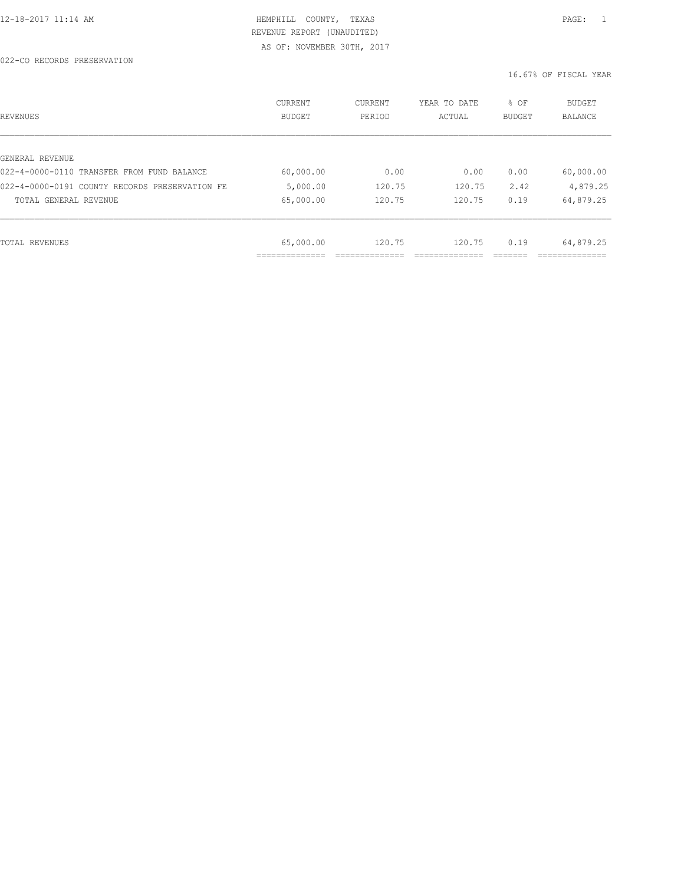HEMPHILL COUNTY, TEXAS
REVENUE REPORT (UNAUDITED)
AS OF: NOVEMBER 30TH, 2017

022-CO RECORDS PRESERVATION

16.67% OF FISCAL YEAR

| REVENUES | CURRENT BUDGET | CURRENT PERIOD | YEAR TO DATE ACTUAL | % OF BUDGET | BUDGET BALANCE |
|---|---|---|---|---|---|
| GENERAL REVENUE | | | | | |
| 022-4-0000-0110 TRANSFER FROM FUND BALANCE | 60,000.00 | 0.00 | 0.00 | 0.00 | 60,000.00 |
| 022-4-0000-0191 COUNTY RECORDS PRESERVATION FE | 5,000.00 | 120.75 | 120.75 | 2.42 | 4,879.25 |
| TOTAL GENERAL REVENUE | 65,000.00 | 120.75 | 120.75 | 0.19 | 64,879.25 |
| TOTAL REVENUES | 65,000.00 | 120.75 | 120.75 | 0.19 | 64,879.25 |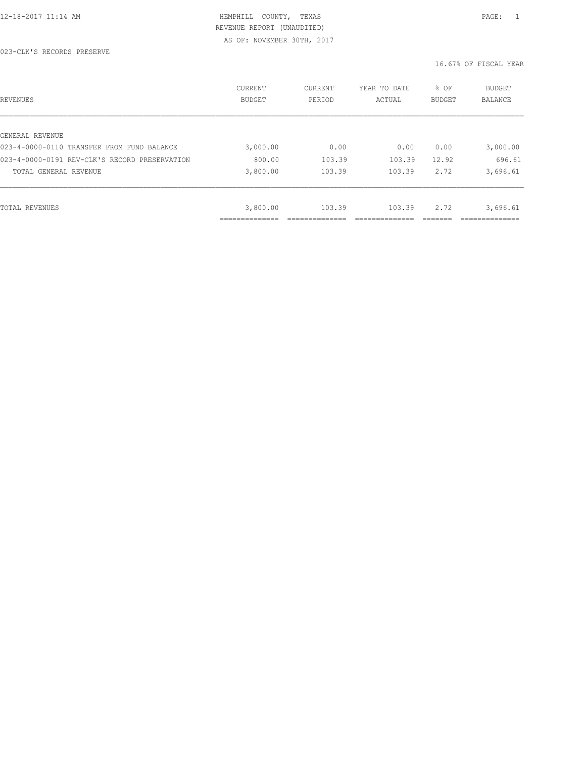HEMPHILL COUNTY, TEXAS
REVENUE REPORT (UNAUDITED)
AS OF: NOVEMBER 30TH, 2017

023-CLK'S RECORDS PRESERVE

16.67% OF FISCAL YEAR

| REVENUES | CURRENT BUDGET | CURRENT PERIOD | YEAR TO DATE ACTUAL | % OF BUDGET | BUDGET BALANCE |
|---|---|---|---|---|---|
| GENERAL REVENUE | | | | | |
| 023-4-0000-0110 TRANSFER FROM FUND BALANCE | 3,000.00 | 0.00 | 0.00 | 0.00 | 3,000.00 |
| 023-4-0000-0191 REV-CLK'S RECORD PRESERVATION | 800.00 | 103.39 | 103.39 | 12.92 | 696.61 |
| TOTAL GENERAL REVENUE | 3,800.00 | 103.39 | 103.39 | 2.72 | 3,696.61 |
| TOTAL REVENUES | 3,800.00 | 103.39 | 103.39 | 2.72 | 3,696.61 |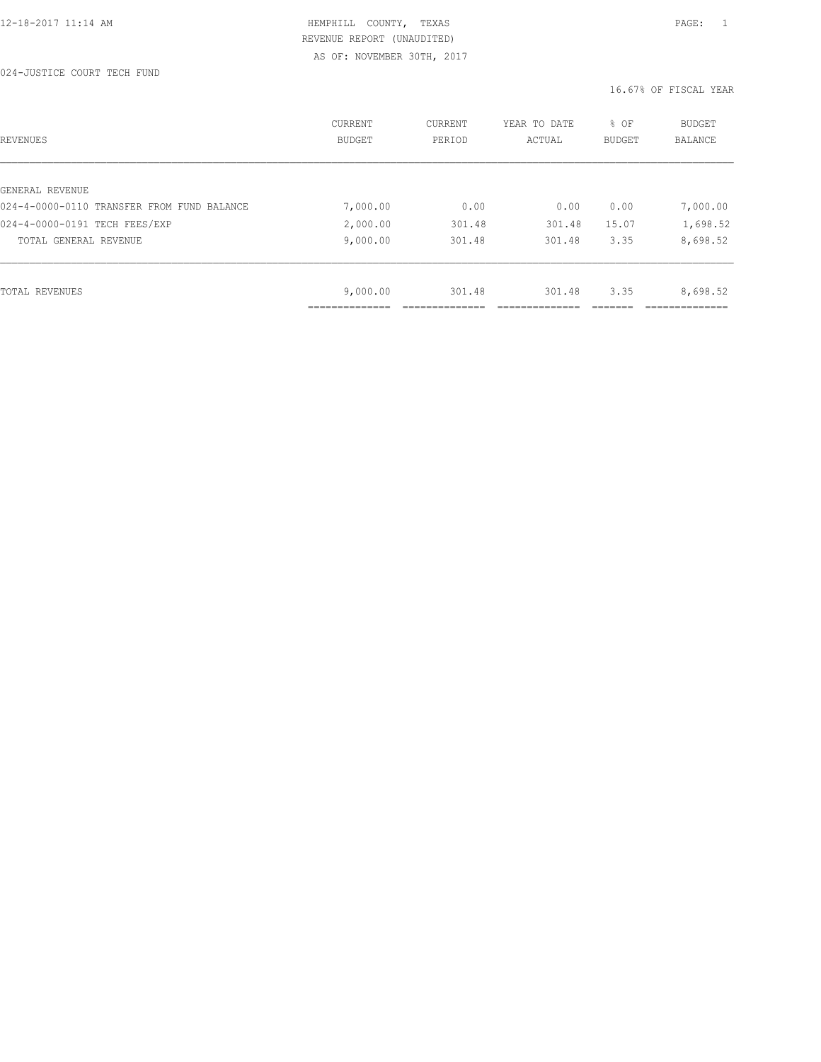HEMPHILL COUNTY, TEXAS

REVENUE REPORT (UNAUDITED)

AS OF: NOVEMBER 30TH, 2017

024-JUSTICE COURT TECH FUND

16.67% OF FISCAL YEAR

| REVENUES | CURRENT BUDGET | CURRENT PERIOD | YEAR TO DATE ACTUAL | % OF BUDGET | BUDGET BALANCE |
|---|---|---|---|---|---|
| GENERAL REVENUE | | | | | |
| 024-4-0000-0110 TRANSFER FROM FUND BALANCE | 7,000.00 | 0.00 | 0.00 | 0.00 | 7,000.00 |
| 024-4-0000-0191 TECH FEES/EXP | 2,000.00 | 301.48 | 301.48 | 15.07 | 1,698.52 |
| TOTAL GENERAL REVENUE | 9,000.00 | 301.48 | 301.48 | 3.35 | 8,698.52 |
| TOTAL REVENUES | 9,000.00 | 301.48 | 301.48 | 3.35 | 8,698.52 |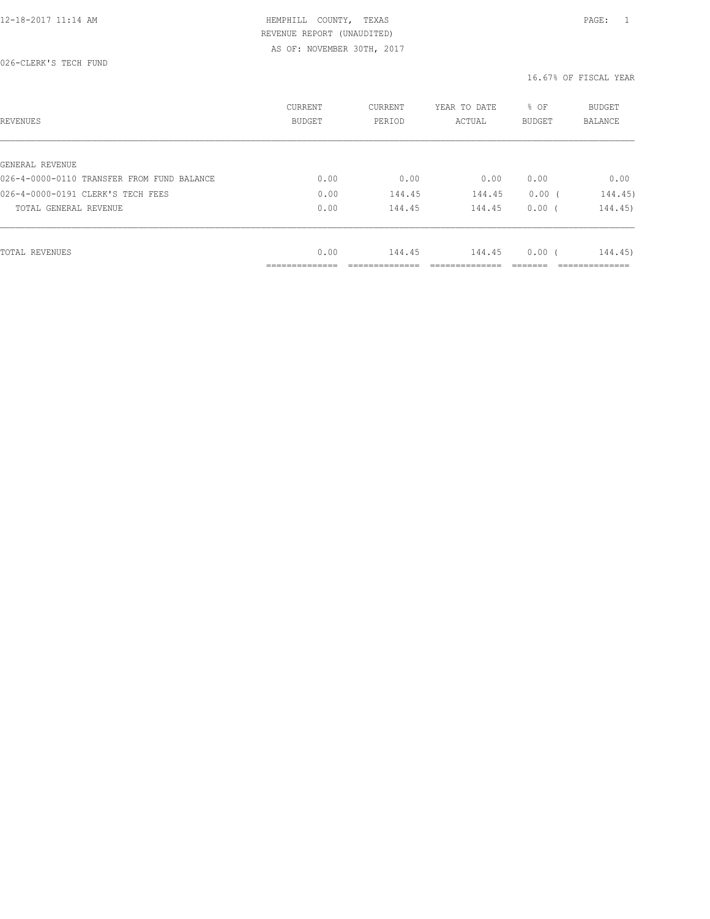HEMPHILL COUNTY, TEXAS
REVENUE REPORT (UNAUDITED)
AS OF: NOVEMBER 30TH, 2017

026-CLERK'S TECH FUND

16.67% OF FISCAL YEAR

| REVENUES | CURRENT BUDGET | CURRENT PERIOD | YEAR TO DATE ACTUAL | % OF BUDGET | BUDGET BALANCE |
|---|---|---|---|---|---|
| GENERAL REVENUE | | | | | |
| 026-4-0000-0110 TRANSFER FROM FUND BALANCE | 0.00 | 0.00 | 0.00 | 0.00 | 0.00 |
| 026-4-0000-0191 CLERK'S TECH FEES | 0.00 | 144.45 | 144.45 | 0.00 ( | 144.45) |
| TOTAL GENERAL REVENUE | 0.00 | 144.45 | 144.45 | 0.00 ( | 144.45) |
| TOTAL REVENUES | 0.00 | 144.45 | 144.45 | 0.00 ( | 144.45) |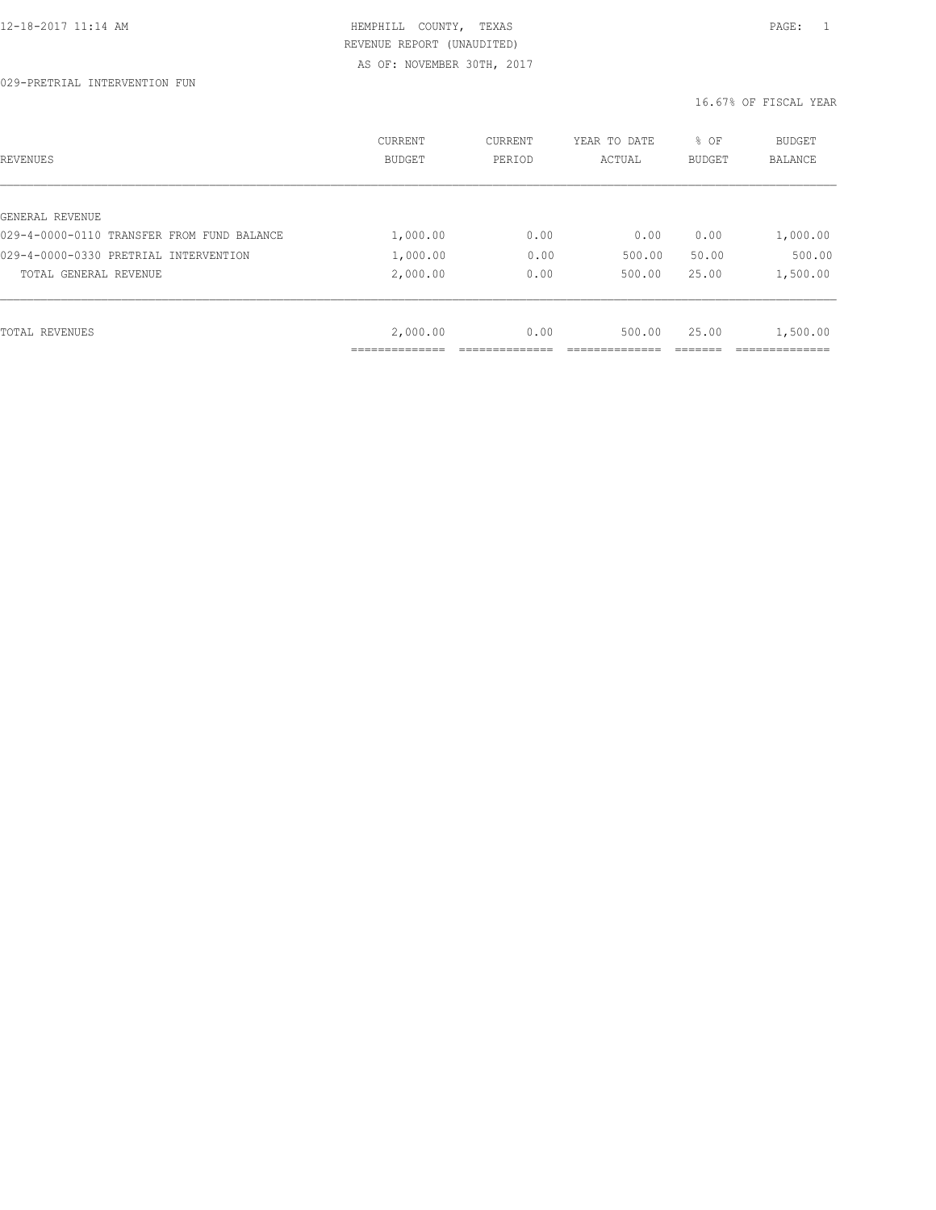HEMPHILL COUNTY, TEXAS
REVENUE REPORT (UNAUDITED)
AS OF: NOVEMBER 30TH, 2017

029-PRETRIAL INTERVENTION FUN

16.67% OF FISCAL YEAR

| REVENUES | CURRENT BUDGET | CURRENT PERIOD | YEAR TO DATE ACTUAL | % OF BUDGET | BUDGET BALANCE |
|---|---|---|---|---|---|
| GENERAL REVENUE | | | | | |
| 029-4-0000-0110 TRANSFER FROM FUND BALANCE | 1,000.00 | 0.00 | 0.00 | 0.00 | 1,000.00 |
| 029-4-0000-0330 PRETRIAL INTERVENTION | 1,000.00 | 0.00 | 500.00 | 50.00 | 500.00 |
| TOTAL GENERAL REVENUE | 2,000.00 | 0.00 | 500.00 | 25.00 | 1,500.00 |
| TOTAL REVENUES | 2,000.00 | 0.00 | 500.00 | 25.00 | 1,500.00 |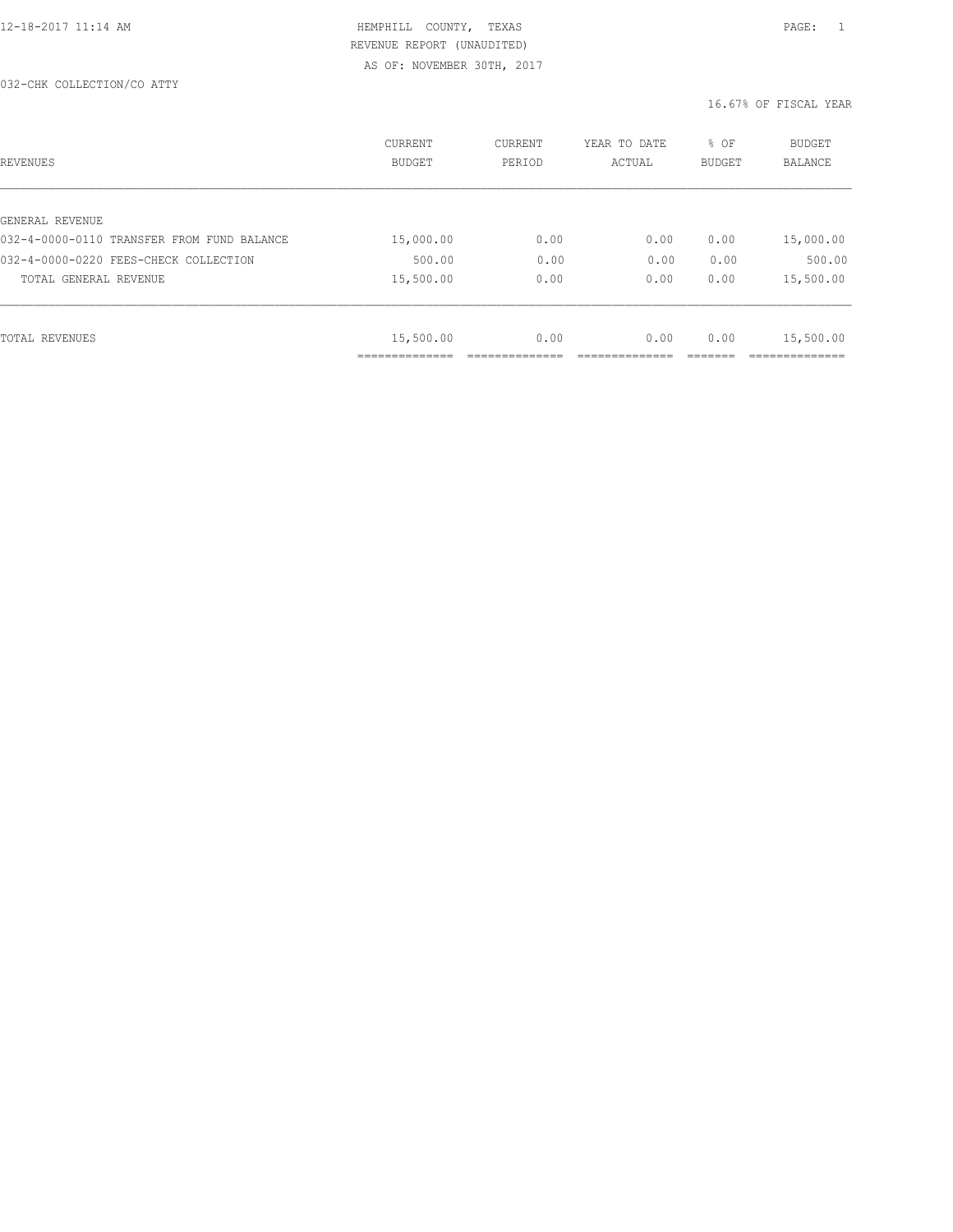HEMPHILL COUNTY, TEXAS
REVENUE REPORT (UNAUDITED)
AS OF: NOVEMBER 30TH, 2017

032-CHK COLLECTION/CO ATTY

16.67% OF FISCAL YEAR

| REVENUES | CURRENT BUDGET | CURRENT PERIOD | YEAR TO DATE ACTUAL | % OF BUDGET | BUDGET BALANCE |
|---|---|---|---|---|---|
| GENERAL REVENUE | | | | | |
| 032-4-0000-0110 TRANSFER FROM FUND BALANCE | 15,000.00 | 0.00 | 0.00 | 0.00 | 15,000.00 |
| 032-4-0000-0220 FEES-CHECK COLLECTION | 500.00 | 0.00 | 0.00 | 0.00 | 500.00 |
| TOTAL GENERAL REVENUE | 15,500.00 | 0.00 | 0.00 | 0.00 | 15,500.00 |
| TOTAL REVENUES | 15,500.00 | 0.00 | 0.00 | 0.00 | 15,500.00 |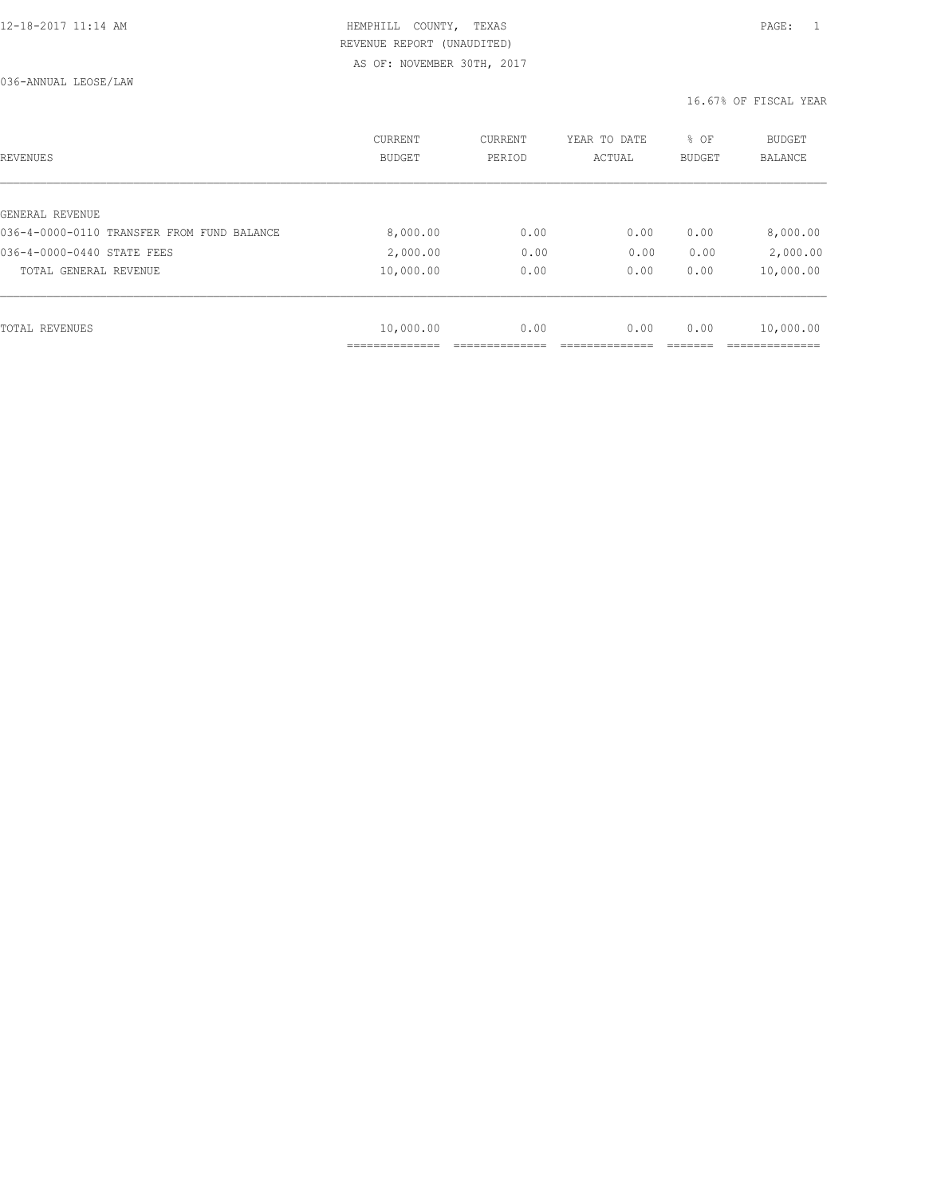HEMPHILL COUNTY, TEXAS
REVENUE REPORT (UNAUDITED)
AS OF: NOVEMBER 30TH, 2017

036-ANNUAL LEOSE/LAW

16.67% OF FISCAL YEAR

| REVENUES | CURRENT BUDGET | CURRENT PERIOD | YEAR TO DATE ACTUAL | % OF BUDGET | BUDGET BALANCE |
|---|---|---|---|---|---|
| GENERAL REVENUE | | | | | |
| 036-4-0000-0110 TRANSFER FROM FUND BALANCE | 8,000.00 | 0.00 | 0.00 | 0.00 | 8,000.00 |
| 036-4-0000-0440 STATE FEES | 2,000.00 | 0.00 | 0.00 | 0.00 | 2,000.00 |
| TOTAL GENERAL REVENUE | 10,000.00 | 0.00 | 0.00 | 0.00 | 10,000.00 |
| TOTAL REVENUES | 10,000.00 | 0.00 | 0.00 | 0.00 | 10,000.00 |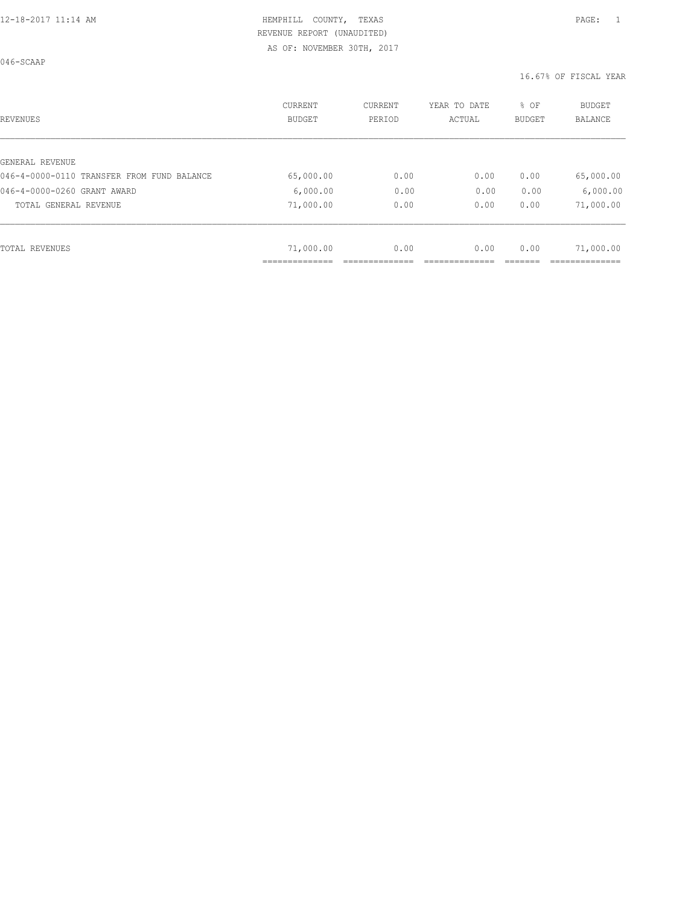HEMPHILL COUNTY, TEXAS
REVENUE REPORT (UNAUDITED)
AS OF: NOVEMBER 30TH, 2017

046-SCAAP

16.67% OF FISCAL YEAR

| REVENUES | CURRENT BUDGET | CURRENT PERIOD | YEAR TO DATE ACTUAL | % OF BUDGET | BUDGET BALANCE |
|---|---|---|---|---|---|
| GENERAL REVENUE | | | | | |
| 046-4-0000-0110 TRANSFER FROM FUND BALANCE | 65,000.00 | 0.00 | 0.00 | 0.00 | 65,000.00 |
| 046-4-0000-0260 GRANT AWARD | 6,000.00 | 0.00 | 0.00 | 0.00 | 6,000.00 |
| TOTAL GENERAL REVENUE | 71,000.00 | 0.00 | 0.00 | 0.00 | 71,000.00 |
| TOTAL REVENUES | 71,000.00 | 0.00 | 0.00 | 0.00 | 71,000.00 |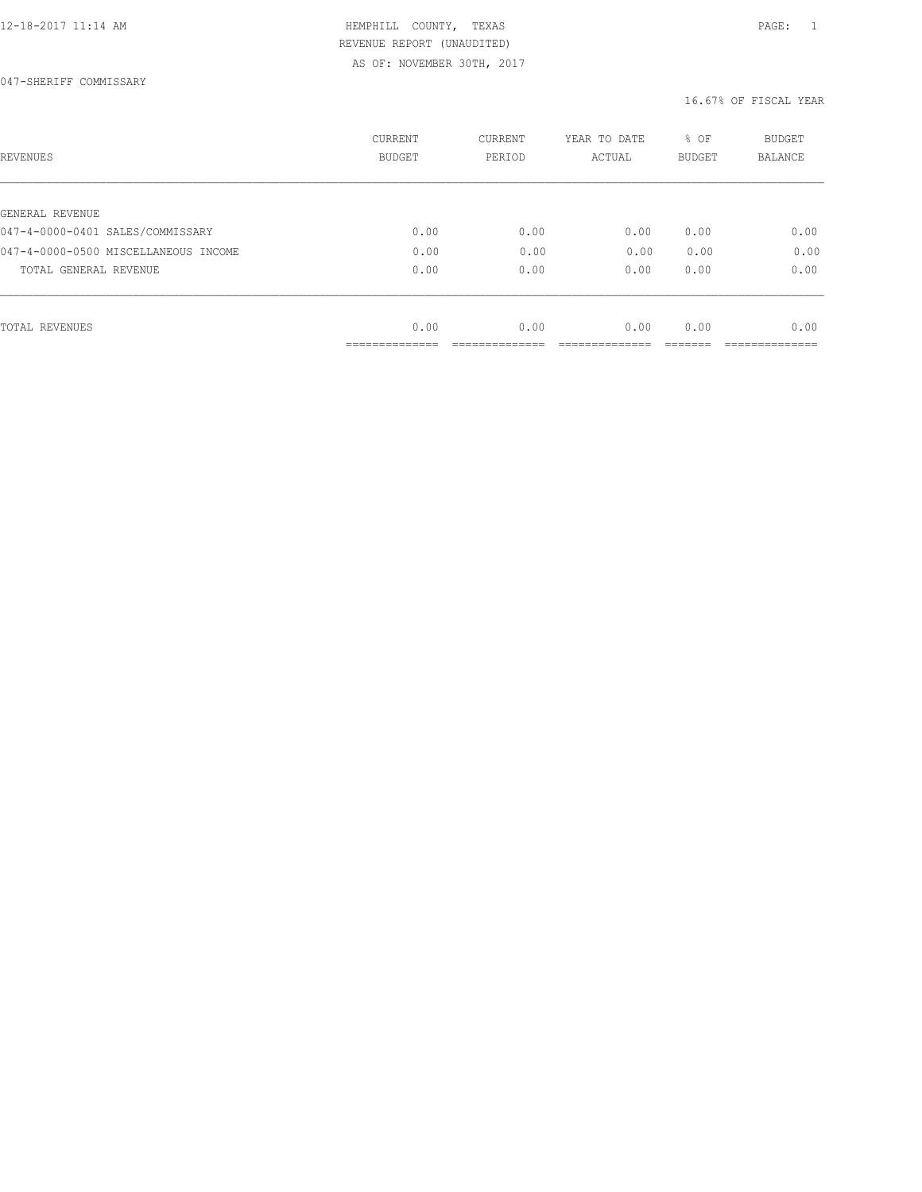HEMPHILL COUNTY, TEXAS
REVENUE REPORT (UNAUDITED)
AS OF: NOVEMBER 30TH, 2017

047-SHERIFF COMMISSARY

16.67% OF FISCAL YEAR

| REVENUES | CURRENT BUDGET | CURRENT PERIOD | YEAR TO DATE ACTUAL | % OF BUDGET | BUDGET BALANCE |
|---|---|---|---|---|---|
| GENERAL REVENUE | | | | | |
| 047-4-0000-0401 SALES/COMMISSARY | 0.00 | 0.00 | 0.00 | 0.00 | 0.00 |
| 047-4-0000-0500 MISCELLANEOUS INCOME | 0.00 | 0.00 | 0.00 | 0.00 | 0.00 |
| TOTAL GENERAL REVENUE | 0.00 | 0.00 | 0.00 | 0.00 | 0.00 |
| TOTAL REVENUES | 0.00 | 0.00 | 0.00 | 0.00 | 0.00 |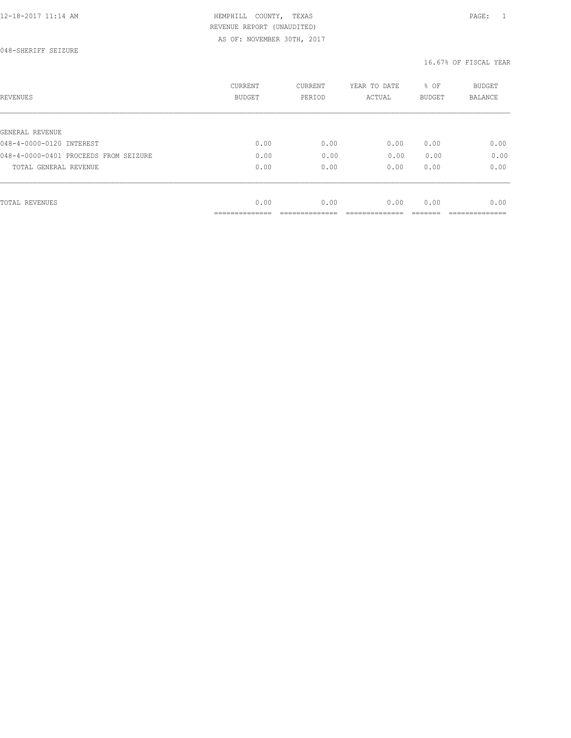HEMPHILL COUNTY, TEXAS
REVENUE REPORT (UNAUDITED)
AS OF: NOVEMBER 30TH, 2017

048-SHERIFF SEIZURE

16.67% OF FISCAL YEAR

| REVENUES | CURRENT BUDGET | CURRENT PERIOD | YEAR TO DATE ACTUAL | % OF BUDGET | BUDGET BALANCE |
|---|---|---|---|---|---|
| GENERAL REVENUE | | | | | |
| 048-4-0000-0120 INTEREST | 0.00 | 0.00 | 0.00 | 0.00 | 0.00 |
| 048-4-0000-0401 PROCEEDS FROM SEIZURE | 0.00 | 0.00 | 0.00 | 0.00 | 0.00 |
| TOTAL GENERAL REVENUE | 0.00 | 0.00 | 0.00 | 0.00 | 0.00 |
| TOTAL REVENUES | 0.00 | 0.00 | 0.00 | 0.00 | 0.00 |